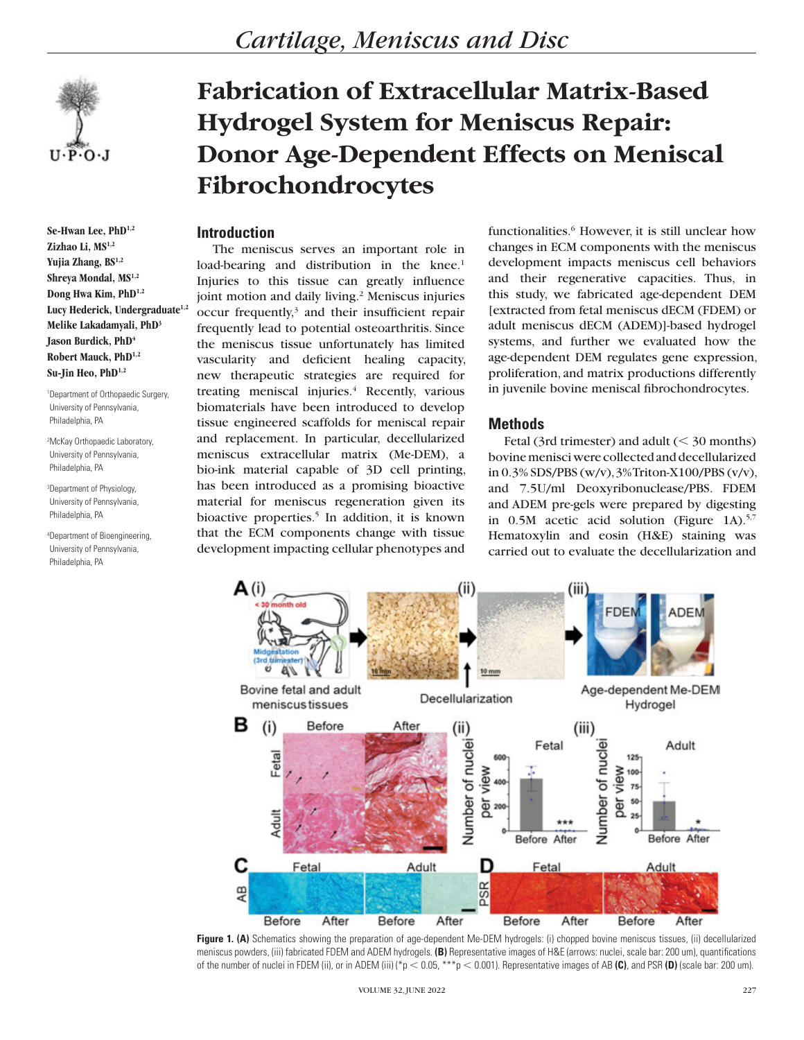# Fabrication of Extracellular Matrix-Based Hydrogel System for Meniscus Repair: Donor Age-Dependent Effects on Meniscal Fibrochondrocytes

**Se-Hwan Lee, PhD[1,2]**
**Zizhao Li, MS[1,2]**
**Yujia Zhang, BS[1,2]**
**Shreya Mondal, MS[1,2]**
**Dong Hwa Kim, PhD[1,2]**
**Lucy Hederick, Undergraduate[1,2]**
**Melike Lakadamyali, PhD[3]**
**Jason Burdick, PhD[4]**
**Robert Mauck, PhD[1,2]**
**Su-Jin Heo, PhD[1,2]**

[1]Department of Orthopaedic Surgery, University of Pennsylvania, Philadelphia, PA

[2]McKay Orthopaedic Laboratory, University of Pennsylvania, Philadelphia, PA

[3]Department of Physiology, University of Pennsylvania, Philadelphia, PA

[4]Department of Bioengineering, University of Pennsylvania, Philadelphia, PA

## Introduction

The meniscus serves an important role in load-bearing and distribution in the knee.[1] Injuries to this tissue can greatly influence joint motion and daily living.[2] Meniscus injuries occur frequently,[3] and their insufficient repair frequently lead to potential osteoarthritis. Since the meniscus tissue unfortunately has limited vascularity and deficient healing capacity, new therapeutic strategies are required for treating meniscal injuries.[4] Recently, various biomaterials have been introduced to develop tissue engineered scaffolds for meniscal repair and replacement. In particular, decellularized meniscus extracellular matrix (Me-DEM), a bio-ink material capable of 3D cell printing, has been introduced as a promising bioactive material for meniscus regeneration given its bioactive properties.[5] In addition, it is known that the ECM components change with tissue development impacting cellular phenotypes and functionalities.[6] However, it is still unclear how changes in ECM components with the meniscus development impacts meniscus cell behaviors and their regenerative capacities. Thus, in this study, we fabricated age-dependent DEM [extracted from fetal meniscus dECM (FDEM) or adult meniscus dECM (ADEM)]-based hydrogel systems, and further we evaluated how the age-dependent DEM regulates gene expression, proliferation, and matrix productions differently in juvenile bovine meniscal fibrochondrocytes.

## Methods

Fetal (3rd trimester) and adult (< 30 months) bovine menisci were collected and decellularized in 0.3% SDS/PBS (w/v), 3%Triton-X100/PBS (v/v), and 7.5U/ml Deoxyribonuclease/PBS. FDEM and ADEM pre-gels were prepared by digesting in 0.5M acetic acid solution (Figure 1A).[5,7] Hematoxylin and eosin (H&E) staining was carried out to evaluate the decellularization and

**Figure 1. (A)** Schematics showing the preparation of age-dependent Me-DEM hydrogels: (i) chopped bovine meniscus tissues, (ii) decellularized meniscus powders, (iii) fabricated FDEM and ADEM hydrogels. **(B)** Representative images of H&E (arrows: nuclei, scale bar: 200 um), quantifications of the number of nuclei in FDEM (ii), or in ADEM (iii) (*$p < 0.05$, ***$p < 0.001$). Representative images of AB **(C)**, and PSR **(D)** (scale bar: 200 um).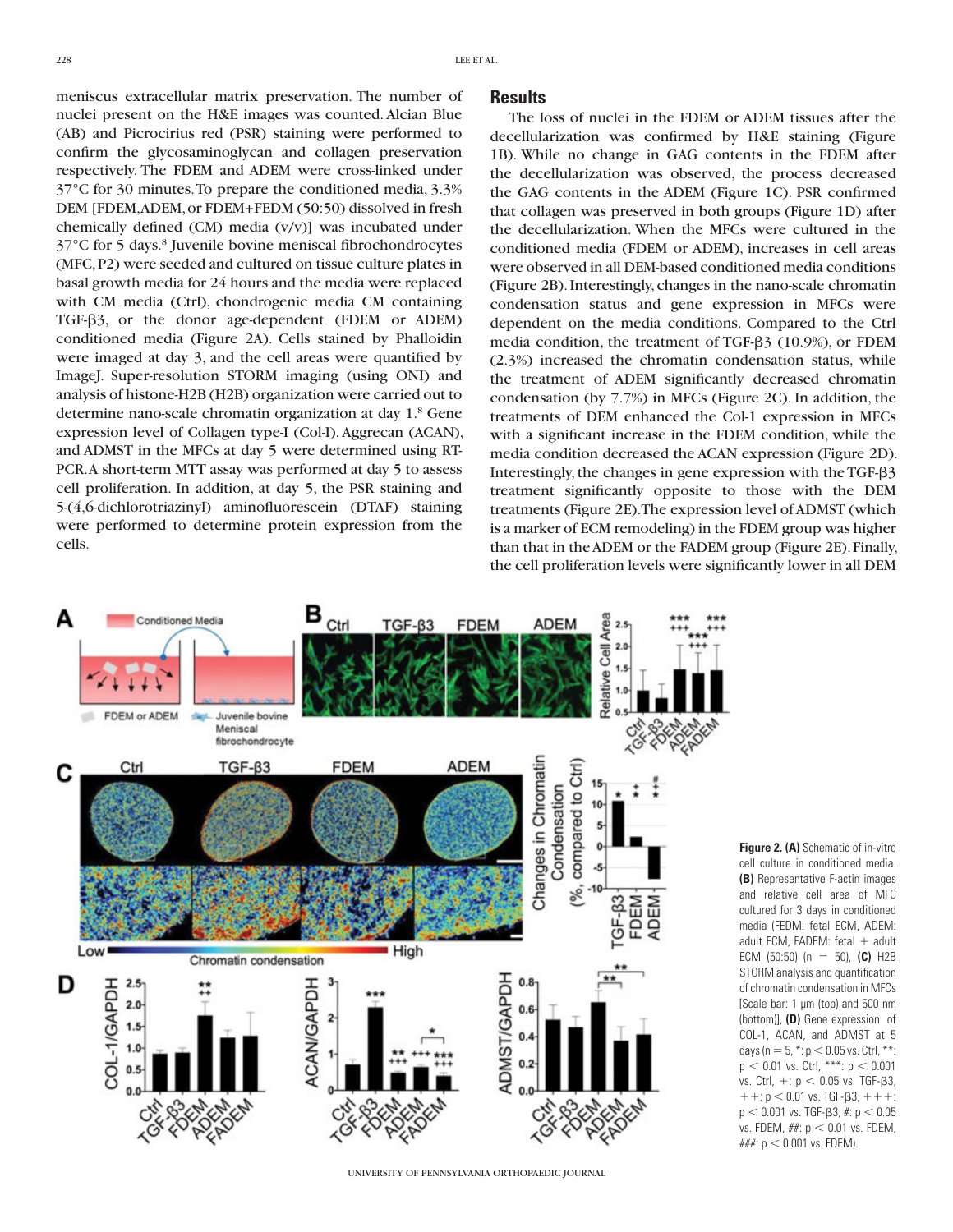meniscus extracellular matrix preservation. The number of nuclei present on the H&E images was counted. Alcian Blue (AB) and Picrocirius red (PSR) staining were performed to confirm the glycosaminoglycan and collagen preservation respectively. The FDEM and ADEM were cross-linked under 37°C for 30 minutes. To prepare the conditioned media, 3.3% DEM [FDEM, ADEM, or FDEM+FEDM (50:50) dissolved in fresh chemically defined (CM) media (v/v)] was incubated under 37°C for 5 days.[8] Juvenile bovine meniscal fibrochondrocytes (MFC, P2) were seeded and cultured on tissue culture plates in basal growth media for 24 hours and the media were replaced with CM media (Ctrl), chondrogenic media CM containing TGF-β3, or the donor age-dependent (FDEM or ADEM) conditioned media (Figure 2A). Cells stained by Phalloidin were imaged at day 3, and the cell areas were quantified by ImageJ. Super-resolution STORM imaging (using ONI) and analysis of histone-H2B (H2B) organization were carried out to determine nano-scale chromatin organization at day 1.[8] Gene expression level of Collagen type-I (Col-I), Aggrecan (ACAN), and ADMST in the MFCs at day 5 were determined using RT-PCR. A short-term MTT assay was performed at day 5 to assess cell proliferation. In addition, at day 5, the PSR staining and 5-(4,6-dichlorotriazinyl) aminofluorescein (DTAF) staining were performed to determine protein expression from the cells.

## Results

The loss of nuclei in the FDEM or ADEM tissues after the decellularization was confirmed by H&E staining (Figure 1B). While no change in GAG contents in the FDEM after the decellularization was observed, the process decreased the GAG contents in the ADEM (Figure 1C). PSR confirmed that collagen was preserved in both groups (Figure 1D) after the decellularization. When the MFCs were cultured in the conditioned media (FDEM or ADEM), increases in cell areas were observed in all DEM-based conditioned media conditions (Figure 2B). Interestingly, changes in the nano-scale chromatin condensation status and gene expression in MFCs were dependent on the media conditions. Compared to the Ctrl media condition, the treatment of TGF-β3 (10.9%), or FDEM (2.3%) increased the chromatin condensation status, while the treatment of ADEM significantly decreased chromatin condensation (by 7.7%) in MFCs (Figure 2C). In addition, the treatments of DEM enhanced the Col-1 expression in MFCs with a significant increase in the FDEM condition, while the media condition decreased the ACAN expression (Figure 2D). Interestingly, the changes in gene expression with the TGF-β3 treatment significantly opposite to those with the DEM treatments (Figure 2E). The expression level of ADMST (which is a marker of ECM remodeling) in the FDEM group was higher than that in the ADEM or the FADEM group (Figure 2E). Finally, the cell proliferation levels were significantly lower in all DEM

**Figure 2. (A)** Schematic of in-vitro cell culture in conditioned media. **(B)** Representative F-actin images and relative cell area of MFC cultured for 3 days in conditioned media (FEDM: fetal ECM, ADEM: adult ECM, FADEM: fetal + adult ECM (50:50) (n = 50), **(C)** H2B STORM analysis and quantification of chromatin condensation in MFCs [Scale bar: 1 μm (top) and 500 nm (bottom)], **(D)** Gene expression of COL-1, ACAN, and ADMST at 5 days (n = 5, *: $p < 0.05$ vs. Ctrl, **: $p < 0.01$ vs. Ctrl, ***: $p < 0.001$ vs. Ctrl, +: $p < 0.05$ vs. TGF-β3, ++: $p < 0.01$ vs. TGF-β3, +++: $p < 0.001$ vs. TGF-β3, #: $p < 0.05$ vs. FDEM, ##: $p < 0.01$ vs. FDEM, ###: $p < 0.001$ vs. FDEM).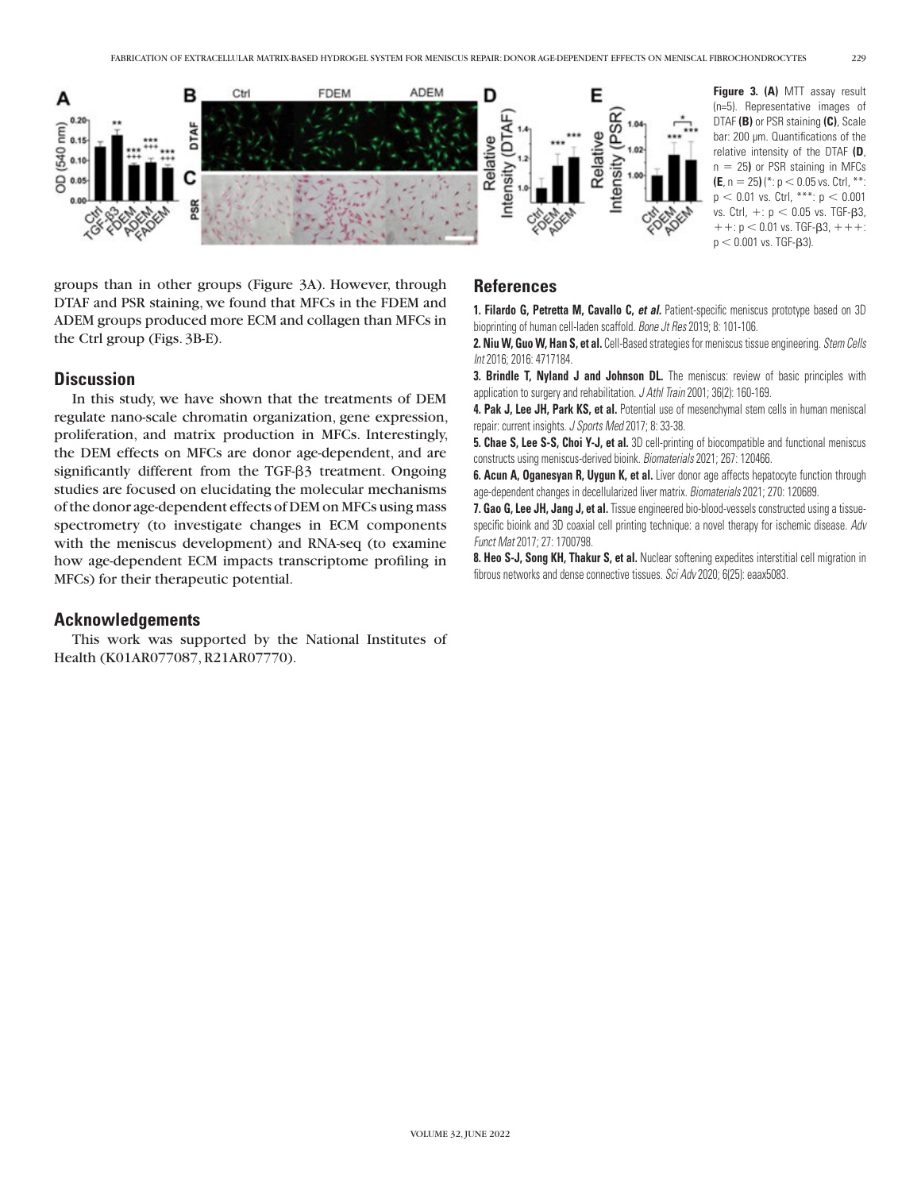A
OD (540 nm)
0.20
0.15
0.10
0.05
0.00
Ctrl
TGF-β3
FDEM
ADEM
FADEM
**
***
+++
***
+++
***
+++

B
Ctrl
FDEM
ADEM
DTAF

C
PSR

D
Relative Intensity (DTAF)
1.4
1.2
1.0
Ctrl
FDEM
ADEM
***
***

E
Relative Intensity (PSR)
1.04
1.02
1.00
Ctrl
FDEM
ADEM
*
***
***

**Figure 3. (A)** MTT assay result (n=5). Representative images of DTAF **(B)** or PSR staining **(C)**, Scale bar: 200 μm. Quantifications of the relative intensity of the DTAF **(D**, n = 25**)** or PSR staining in MFCs **(E**, n = 25**)** (*: $p < 0.05$ vs. Ctrl, **: $p < 0.01$ vs. Ctrl, ***: $p < 0.001$ vs. Ctrl, +: $p < 0.05$ vs. TGF-β3, ++: $p < 0.01$ vs. TGF-β3, +++: $p < 0.001$ vs. TGF-β3).

groups than in other groups (Figure 3A). However, through DTAF and PSR staining, we found that MFCs in the FDEM and ADEM groups produced more ECM and collagen than MFCs in the Ctrl group (Figs. 3B-E).

## Discussion

In this study, we have shown that the treatments of DEM regulate nano-scale chromatin organization, gene expression, proliferation, and matrix production in MFCs. Interestingly, the DEM effects on MFCs are donor age-dependent, and are significantly different from the TGF-β3 treatment. Ongoing studies are focused on elucidating the molecular mechanisms of the donor age-dependent effects of DEM on MFCs using mass spectrometry (to investigate changes in ECM components with the meniscus development) and RNA-seq (to examine how age-dependent ECM impacts transcriptome profiling in MFCs) for their therapeutic potential.

## Acknowledgements

This work was supported by the National Institutes of Health (K01AR077087, R21AR07770).

## References

**1. Filardo G, Petretta M, Cavallo C, *et al.*** Patient-specific meniscus prototype based on 3D bioprinting of human cell-laden scaffold. *Bone Jt Res* 2019; 8: 101-106.

**2. Niu W, Guo W, Han S, et al.** Cell-Based strategies for meniscus tissue engineering. *Stem Cells Int* 2016; 2016: 4717184.

**3. Brindle T, Nyland J and Johnson DL.** The meniscus: review of basic principles with application to surgery and rehabilitation. *J Athl Train* 2001; 36(2): 160-169.

**4. Pak J, Lee JH, Park KS, et al.** Potential use of mesenchymal stem cells in human meniscal repair: current insights. *J Sports Med* 2017; 8: 33-38.

**5. Chae S, Lee S-S, Choi Y-J, et al.** 3D cell-printing of biocompatible and functional meniscus constructs using meniscus-derived bioink. *Biomaterials* 2021; 267: 120466.

**6. Acun A, Oganesyan R, Uygun K, et al.** Liver donor age affects hepatocyte function through age-dependent changes in decellularized liver matrix. *Biomaterials* 2021; 270: 120689.

**7. Gao G, Lee JH, Jang J, et al.** Tissue engineered bio-blood-vessels constructed using a tissue-specific bioink and 3D coaxial cell printing technique: a novel therapy for ischemic disease. *Adv Funct Mat* 2017; 27: 1700798.

**8. Heo S-J, Song KH, Thakur S, et al.** Nuclear softening expedites interstitial cell migration in fibrous networks and dense connective tissues. *Sci Adv* 2020; 6(25): eaax5083.